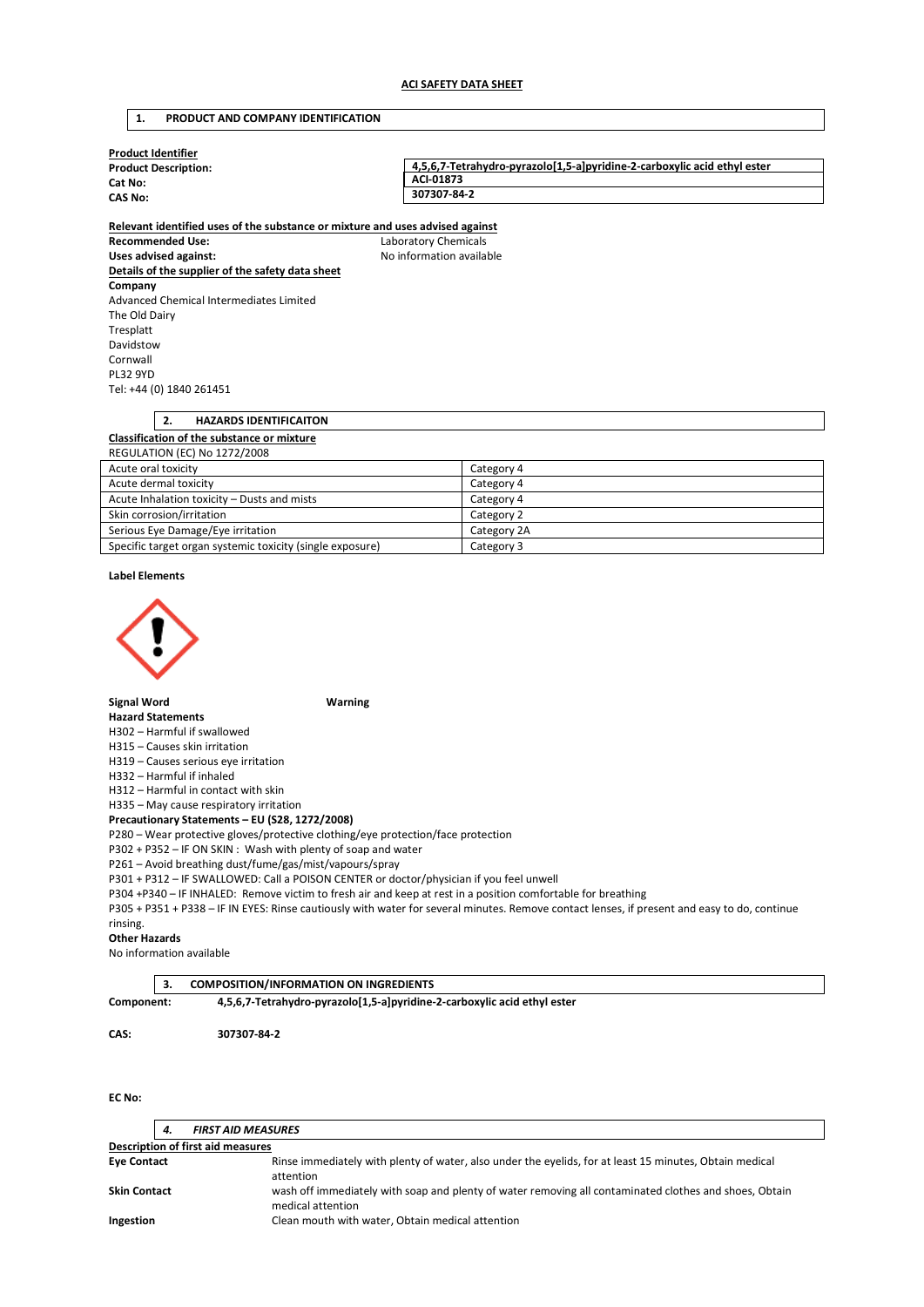**ACI SAFETY DATA SHEET**

## 1. PRODUCT AND COMPANY IDENTIFICATION

**Product Identifier**

| | |
|---|---|
| **Product Description:** | **4,5,6,7-Tetrahydro-pyrazolo[1,5-a]pyridine-2-carboxylic acid ethyl ester** |
| **Cat No:** | **ACI-01873** |
| **CAS No:** | **307307-84-2** |

**Relevant identified uses of the substance or mixture and uses advised against**

**Recommended Use:** Laboratory Chemicals
**Uses advised against:** No information available

**Details of the supplier of the safety data sheet**

**Company**
Advanced Chemical Intermediates Limited
The Old Dairy
Tresplatt
Davidstow
Cornwall
PL32 9YD
Tel: +44 (0) 1840 261451

## 2. HAZARDS IDENTIFICAITON

**Classification of the substance or mixture**

REGULATION (EC) No 1272/2008

| | |
|---|---|
| Acute oral toxicity | Category 4 |
| Acute dermal toxicity | Category 4 |
| Acute Inhalation toxicity – Dusts and mists | Category 4 |
| Skin corrosion/irritation | Category 2 |
| Serious Eye Damage/Eye irritation | Category 2A |
| Specific target organ systemic toxicity (single exposure) | Category 3 |

**Label Elements**

**Signal Word** **Warning**

**Hazard Statements**
H302 – Harmful if swallowed
H315 – Causes skin irritation
H319 – Causes serious eye irritation
H332 – Harmful if inhaled
H312 – Harmful in contact with skin
H335 – May cause respiratory irritation

**Precautionary Statements – EU (S28, 1272/2008)**
P280 – Wear protective gloves/protective clothing/eye protection/face protection
P302 + P352 – IF ON SKIN : Wash with plenty of soap and water
P261 – Avoid breathing dust/fume/gas/mist/vapours/spray
P301 + P312 – IF SWALLOWED: Call a POISON CENTER or doctor/physician if you feel unwell
P304 +P340 – IF INHALED: Remove victim to fresh air and keep at rest in a position comfortable for breathing
P305 + P351 + P338 – IF IN EYES: Rinse cautiously with water for several minutes. Remove contact lenses, if present and easy to do, continue rinsing.

**Other Hazards**
No information available

## 3. COMPOSITION/INFORMATION ON INGREDIENTS

**Component:** **4,5,6,7-Tetrahydro-pyrazolo[1,5-a]pyridine-2-carboxylic acid ethyl ester**

**CAS:** **307307-84-2**

**EC No:**

## *4. FIRST AID MEASURES*

**Description of first aid measures**

**Eye Contact** Rinse immediately with plenty of water, also under the eyelids, for at least 15 minutes, Obtain medical attention

**Skin Contact** wash off immediately with soap and plenty of water removing all contaminated clothes and shoes, Obtain medical attention

**Ingestion** Clean mouth with water, Obtain medical attention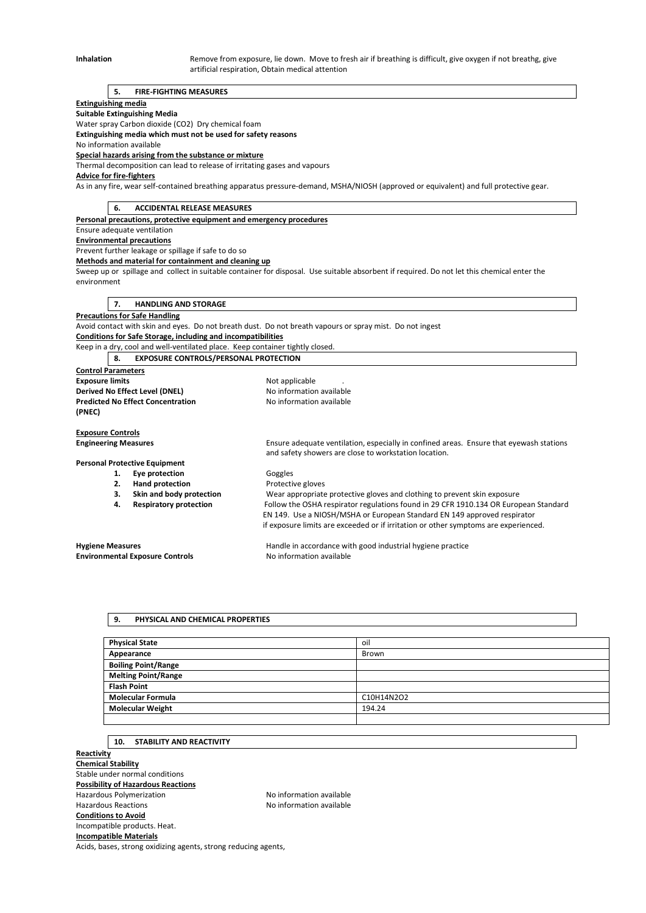**Inhalation** Remove from exposure, lie down. Move to fresh air if breathing is difficult, give oxygen if not breathg, give artificial respiration, Obtain medical attention

## 5. FIRE-FIGHTING MEASURES

**Extinguishing media**

**Suitable Extinguishing Media**

Water spray Carbon dioxide ($CO_2$) Dry chemical foam

**Extinguishing media which must not be used for safety reasons**

No information available

**Special hazards arising from the substance or mixture**

Thermal decomposition can lead to release of irritating gases and vapours

**Advice for fire-fighters**

As in any fire, wear self-contained breathing apparatus pressure-demand, MSHA/NIOSH (approved or equivalent) and full protective gear.

## 6. ACCIDENTAL RELEASE MEASURES

**Personal precautions, protective equipment and emergency procedures**

Ensure adequate ventilation

**Environmental precautions**

Prevent further leakage or spillage if safe to do so

**Methods and material for containment and cleaning up**

Sweep up or spillage and collect in suitable container for disposal. Use suitable absorbent if required. Do not let this chemical enter the environment

## 7. HANDLING AND STORAGE

**Precautions for Safe Handling**

Avoid contact with skin and eyes. Do not breath dust. Do not breath vapours or spray mist. Do not ingest

**Conditions for Safe Storage, including and incompatibilities**

Keep in a dry, cool and well-ventilated place. Keep container tightly closed.

## 8. EXPOSURE CONTROLS/PERSONAL PROTECTION

**Control Parameters**

**Exposure limits** Not applicable .

**Derived No Effect Level (DNEL)** No information available

**Predicted No Effect Concentration (PNEC)** No information available

**Exposure Controls**

**Engineering Measures** Ensure adequate ventilation, especially in confined areas. Ensure that eyewash stations and safety showers are close to workstation location.

**Personal Protective Equipment**

1. **Eye protection** Goggles
2. **Hand protection** Protective gloves
3. **Skin and body protection** Wear appropriate protective gloves and clothing to prevent skin exposure
4. **Respiratory protection** Follow the OSHA respirator regulations found in 29 CFR 1910.134 OR European Standard EN 149. Use a NIOSH/MSHA or European Standard EN 149 approved respirator if exposure limits are exceeded or if irritation or other symptoms are experienced.

**Hygiene Measures** Handle in accordance with good industrial hygiene practice

**Environmental Exposure Controls** No information available

## 9. PHYSICAL AND CHEMICAL PROPERTIES

| | |
|---|---|
| **Physical State** | oil |
| **Appearance** | Brown |
| **Boiling Point/Range** | |
| **Melting Point/Range** | |
| **Flash Point** | |
| **Molecular Formula** | $C_{10}H_{14}N_2O_2$ |
| **Molecular Weight** | 194.24 |
| | |

## 10. STABILITY AND REACTIVITY

**Reactivity**

**Chemical Stability**

Stable under normal conditions

**Possibility of Hazardous Reactions**

Hazardous Polymerization No information available

Hazardous Reactions No information available

**Conditions to Avoid**

Incompatible products. Heat.

**Incompatible Materials**

Acids, bases, strong oxidizing agents, strong reducing agents,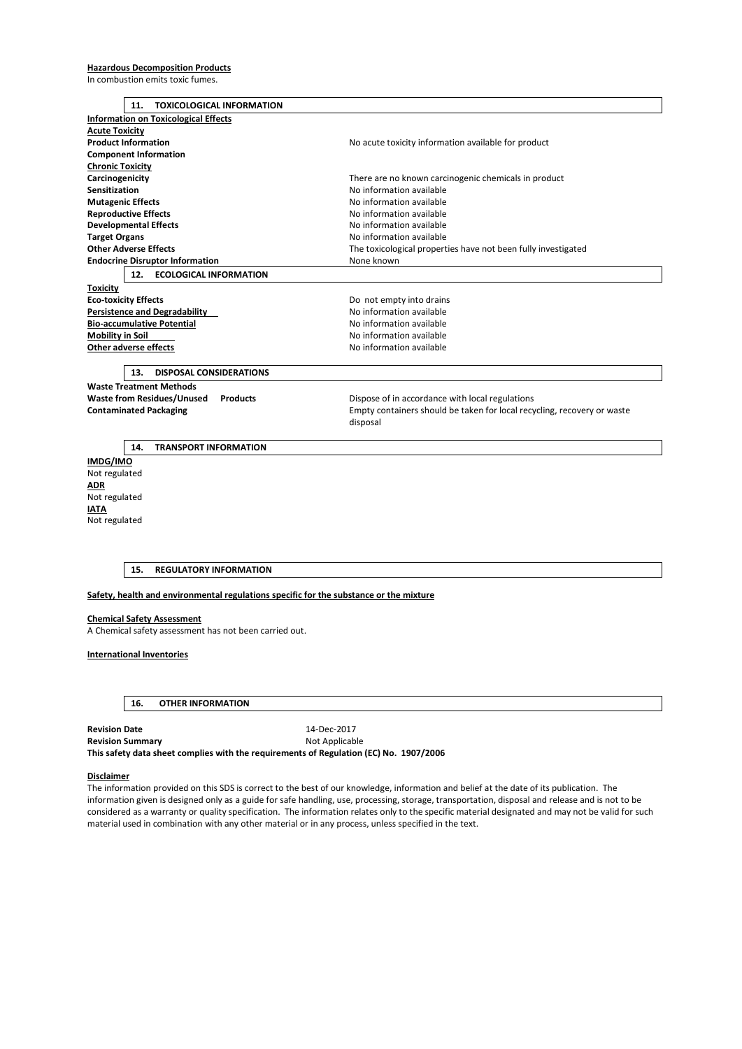**Hazardous Decomposition Products**

In combustion emits toxic fumes.

## 11. TOXICOLOGICAL INFORMATION

| | |
|---|---|
| **Information on Toxicological Effects** | |
| **Acute Toxicity** | |
| **Product Information** | No acute toxicity information available for product |
| **Component Information** | |
| **Chronic Toxicity** | |
| **Carcinogenicity** | There are no known carcinogenic chemicals in product |
| **Sensitization** | No information available |
| **Mutagenic Effects** | No information available |
| **Reproductive Effects** | No information available |
| **Developmental Effects** | No information available |
| **Target Organs** | No information available |
| **Other Adverse Effects** | The toxicological properties have not been fully investigated |
| **Endocrine Disruptor Information** | None known |

## 12. ECOLOGICAL INFORMATION

| | |
|---|---|
| **Toxicity** | |
| **Eco-toxicity Effects** | Do not empty into drains |
| **Persistence and Degradability** | No information available |
| **Bio-accumulative Potential** | No information available |
| **Mobility in Soil** | No information available |
| **Other adverse effects** | No information available |

## 13. DISPOSAL CONSIDERATIONS

| | |
|---|---|
| **Waste Treatment Methods** | |
| **Waste from Residues/Unused Products** | Dispose of in accordance with local regulations |
| **Contaminated Packaging** | Empty containers should be taken for local recycling, recovery or waste disposal |

## 14. TRANSPORT INFORMATION

**IMDG/IMO**

Not regulated

**ADR**

Not regulated

**IATA**

Not regulated

## 15. REGULATORY INFORMATION

**Safety, health and environmental regulations specific for the substance or the mixture**

**Chemical Safety Assessment**

A Chemical safety assessment has not been carried out.

**International Inventories**

## 16. OTHER INFORMATION

**Revision Date** 14-Dec-2017

**Revision Summary** Not Applicable

**This safety data sheet complies with the requirements of Regulation (EC) No. 1907/2006**

**Disclaimer**

The information provided on this SDS is correct to the best of our knowledge, information and belief at the date of its publication. The information given is designed only as a guide for safe handling, use, processing, storage, transportation, disposal and release and is not to be considered as a warranty or quality specification. The information relates only to the specific material designated and may not be valid for such material used in combination with any other material or in any process, unless specified in the text.